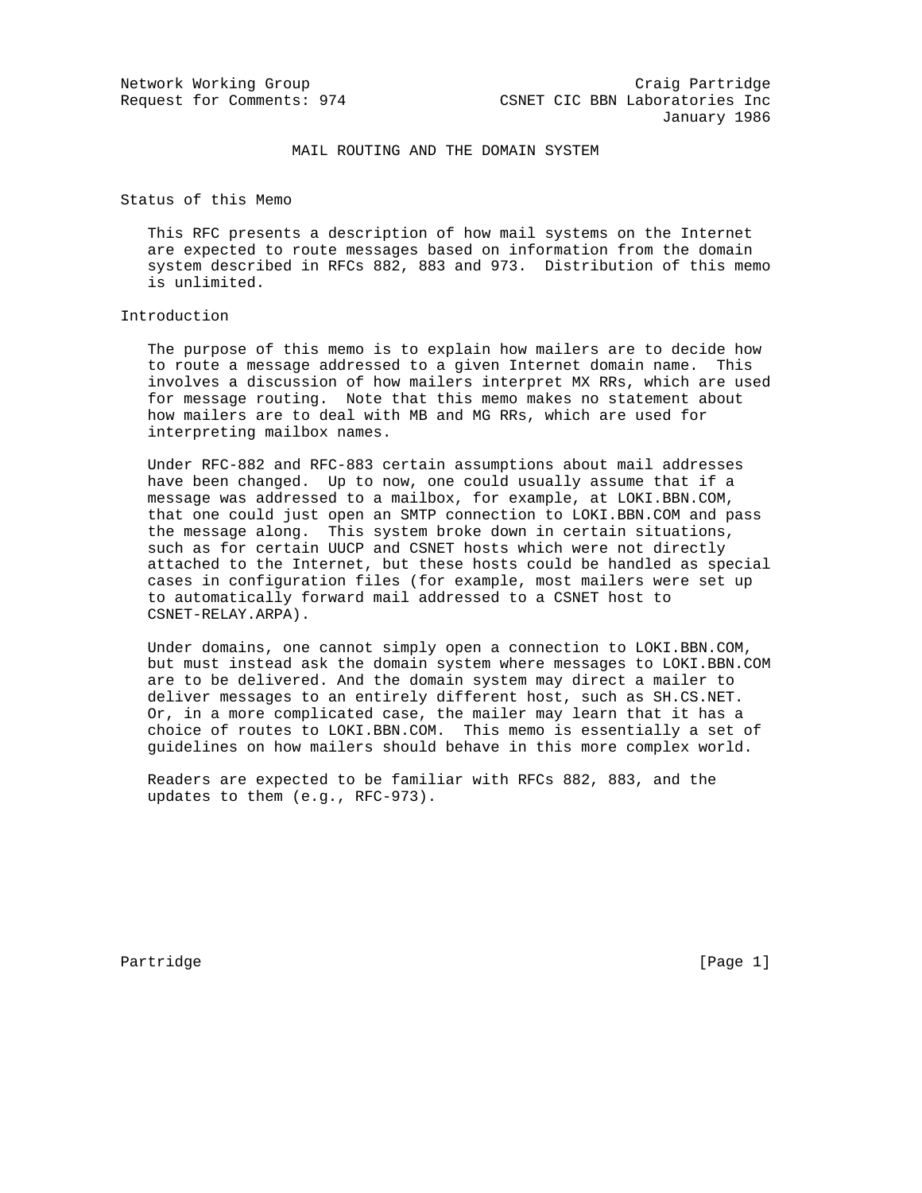Network Working Group                                    Craig Partridge
Request for Comments: 974                CSNET CIC BBN Laboratories Inc
                                                            January 1986

# MAIL ROUTING AND THE DOMAIN SYSTEM

## Status of this Memo

This RFC presents a description of how mail systems on the Internet are expected to route messages based on information from the domain system described in RFCs 882, 883 and 973. Distribution of this memo is unlimited.

## Introduction

The purpose of this memo is to explain how mailers are to decide how to route a message addressed to a given Internet domain name. This involves a discussion of how mailers interpret MX RRs, which are used for message routing. Note that this memo makes no statement about how mailers are to deal with MB and MG RRs, which are used for interpreting mailbox names.

Under RFC-882 and RFC-883 certain assumptions about mail addresses have been changed. Up to now, one could usually assume that if a message was addressed to a mailbox, for example, at LOKI.BBN.COM, that one could just open an SMTP connection to LOKI.BBN.COM and pass the message along. This system broke down in certain situations, such as for certain UUCP and CSNET hosts which were not directly attached to the Internet, but these hosts could be handled as special cases in configuration files (for example, most mailers were set up to automatically forward mail addressed to a CSNET host to CSNET-RELAY.ARPA).

Under domains, one cannot simply open a connection to LOKI.BBN.COM, but must instead ask the domain system where messages to LOKI.BBN.COM are to be delivered. And the domain system may direct a mailer to deliver messages to an entirely different host, such as SH.CS.NET. Or, in a more complicated case, the mailer may learn that it has a choice of routes to LOKI.BBN.COM. This memo is essentially a set of guidelines on how mailers should behave in this more complex world.

Readers are expected to be familiar with RFCs 882, 883, and the updates to them (e.g., RFC-973).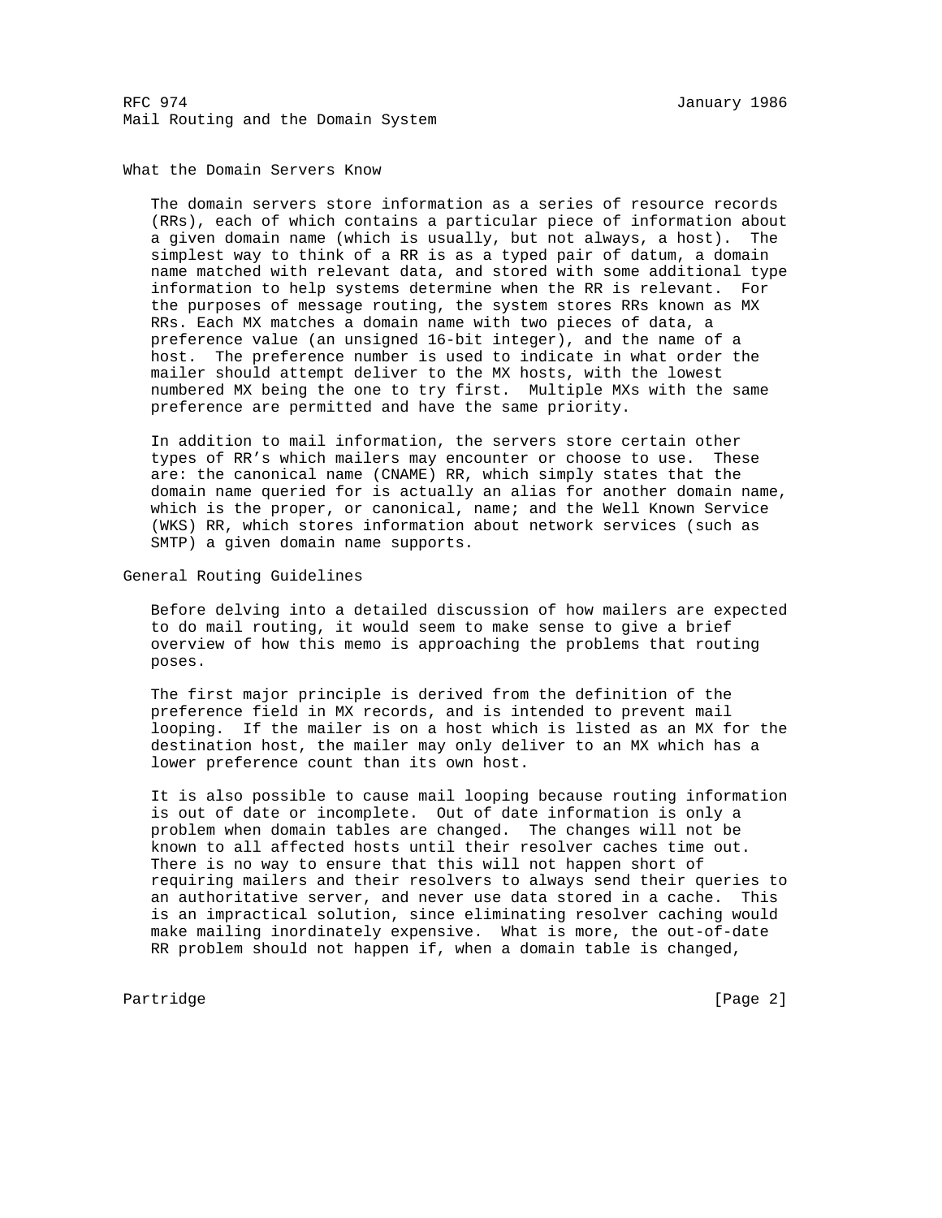## What the Domain Servers Know

The domain servers store information as a series of resource records (RRs), each of which contains a particular piece of information about a given domain name (which is usually, but not always, a host). The simplest way to think of a RR is as a typed pair of datum, a domain name matched with relevant data, and stored with some additional type information to help systems determine when the RR is relevant. For the purposes of message routing, the system stores RRs known as MX RRs. Each MX matches a domain name with two pieces of data, a preference value (an unsigned 16-bit integer), and the name of a host. The preference number is used to indicate in what order the mailer should attempt deliver to the MX hosts, with the lowest numbered MX being the one to try first. Multiple MXs with the same preference are permitted and have the same priority.

In addition to mail information, the servers store certain other types of RR's which mailers may encounter or choose to use. These are: the canonical name (CNAME) RR, which simply states that the domain name queried for is actually an alias for another domain name, which is the proper, or canonical, name; and the Well Known Service (WKS) RR, which stores information about network services (such as SMTP) a given domain name supports.

## General Routing Guidelines

Before delving into a detailed discussion of how mailers are expected to do mail routing, it would seem to make sense to give a brief overview of how this memo is approaching the problems that routing poses.

The first major principle is derived from the definition of the preference field in MX records, and is intended to prevent mail looping. If the mailer is on a host which is listed as an MX for the destination host, the mailer may only deliver to an MX which has a lower preference count than its own host.

It is also possible to cause mail looping because routing information is out of date or incomplete. Out of date information is only a problem when domain tables are changed. The changes will not be known to all affected hosts until their resolver caches time out. There is no way to ensure that this will not happen short of requiring mailers and their resolvers to always send their queries to an authoritative server, and never use data stored in a cache. This is an impractical solution, since eliminating resolver caching would make mailing inordinately expensive. What is more, the out-of-date RR problem should not happen if, when a domain table is changed,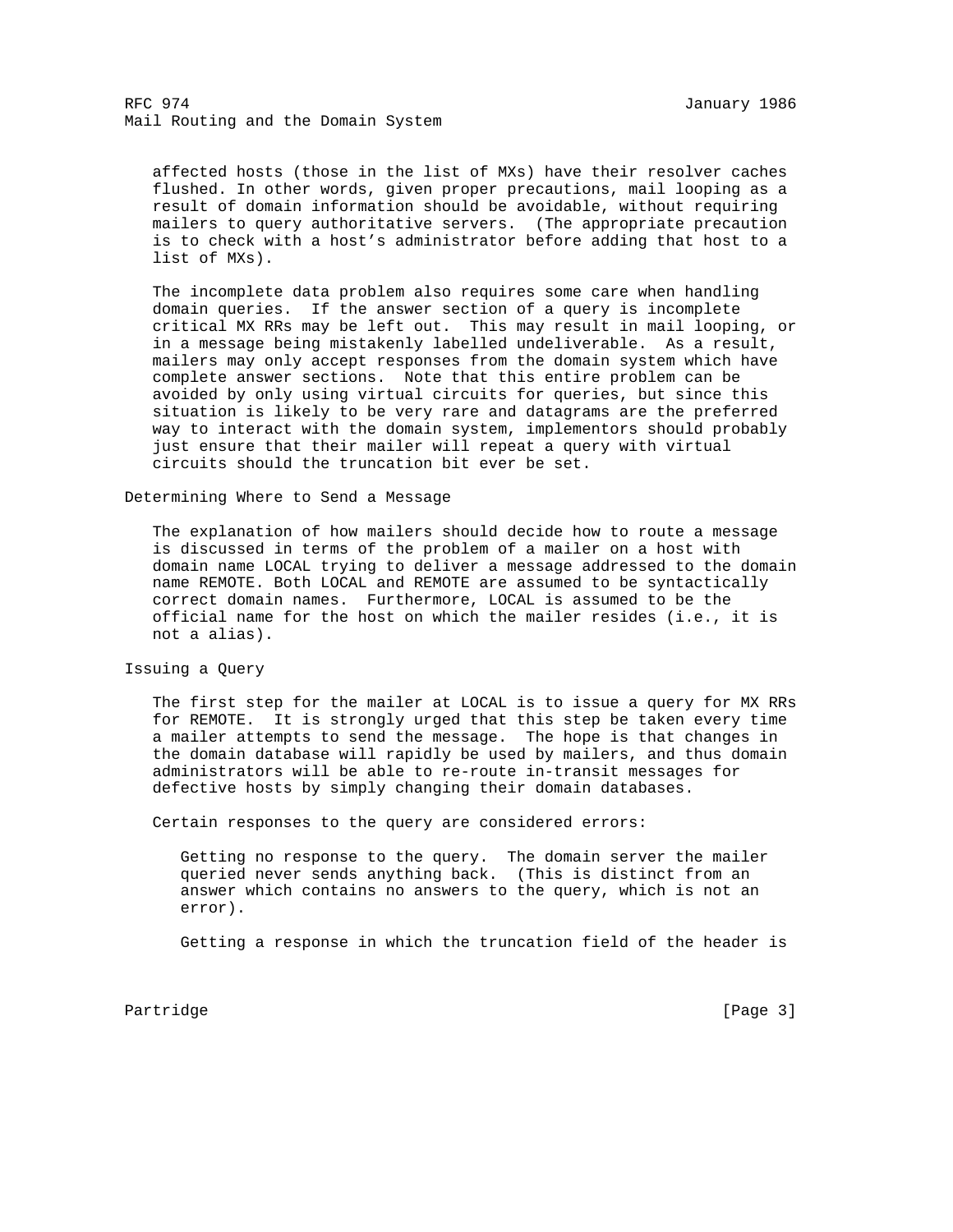affected hosts (those in the list of MXs) have their resolver caches flushed. In other words, given proper precautions, mail looping as a result of domain information should be avoidable, without requiring mailers to query authoritative servers. (The appropriate precaution is to check with a host's administrator before adding that host to a list of MXs).

The incomplete data problem also requires some care when handling domain queries. If the answer section of a query is incomplete critical MX RRs may be left out. This may result in mail looping, or in a message being mistakenly labelled undeliverable. As a result, mailers may only accept responses from the domain system which have complete answer sections. Note that this entire problem can be avoided by only using virtual circuits for queries, but since this situation is likely to be very rare and datagrams are the preferred way to interact with the domain system, implementors should probably just ensure that their mailer will repeat a query with virtual circuits should the truncation bit ever be set.

## Determining Where to Send a Message

The explanation of how mailers should decide how to route a message is discussed in terms of the problem of a mailer on a host with domain name LOCAL trying to deliver a message addressed to the domain name REMOTE. Both LOCAL and REMOTE are assumed to be syntactically correct domain names. Furthermore, LOCAL is assumed to be the official name for the host on which the mailer resides (i.e., it is not a alias).

## Issuing a Query

The first step for the mailer at LOCAL is to issue a query for MX RRs for REMOTE. It is strongly urged that this step be taken every time a mailer attempts to send the message. The hope is that changes in the domain database will rapidly be used by mailers, and thus domain administrators will be able to re-route in-transit messages for defective hosts by simply changing their domain databases.

Certain responses to the query are considered errors:

Getting no response to the query. The domain server the mailer queried never sends anything back. (This is distinct from an answer which contains no answers to the query, which is not an error).

Getting a response in which the truncation field of the header is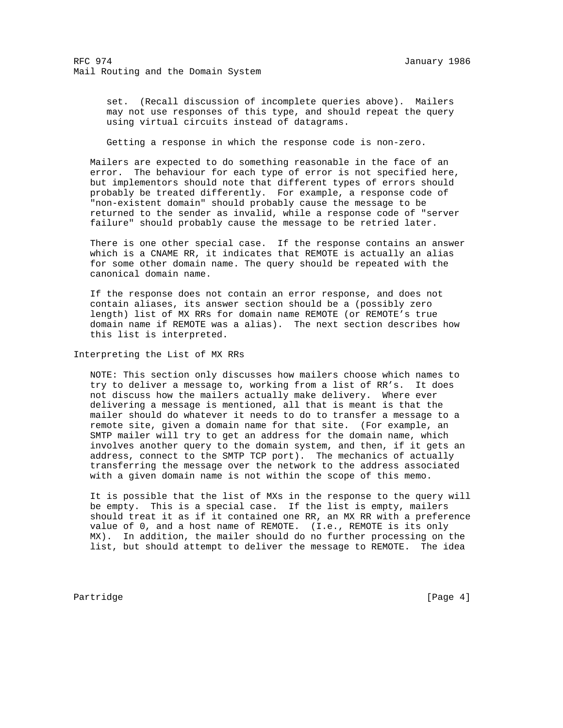set. (Recall discussion of incomplete queries above). Mailers may not use responses of this type, and should repeat the query using virtual circuits instead of datagrams.

Getting a response in which the response code is non-zero.

Mailers are expected to do something reasonable in the face of an error. The behaviour for each type of error is not specified here, but implementors should note that different types of errors should probably be treated differently. For example, a response code of "non-existent domain" should probably cause the message to be returned to the sender as invalid, while a response code of "server failure" should probably cause the message to be retried later.

There is one other special case. If the response contains an answer which is a CNAME RR, it indicates that REMOTE is actually an alias for some other domain name. The query should be repeated with the canonical domain name.

If the response does not contain an error response, and does not contain aliases, its answer section should be a (possibly zero length) list of MX RRs for domain name REMOTE (or REMOTE's true domain name if REMOTE was a alias). The next section describes how this list is interpreted.

## Interpreting the List of MX RRs

NOTE: This section only discusses how mailers choose which names to try to deliver a message to, working from a list of RR's. It does not discuss how the mailers actually make delivery. Where ever delivering a message is mentioned, all that is meant is that the mailer should do whatever it needs to do to transfer a message to a remote site, given a domain name for that site. (For example, an SMTP mailer will try to get an address for the domain name, which involves another query to the domain system, and then, if it gets an address, connect to the SMTP TCP port). The mechanics of actually transferring the message over the network to the address associated with a given domain name is not within the scope of this memo.

It is possible that the list of MXs in the response to the query will be empty. This is a special case. If the list is empty, mailers should treat it as if it contained one RR, an MX RR with a preference value of 0, and a host name of REMOTE. (I.e., REMOTE is its only MX). In addition, the mailer should do no further processing on the list, but should attempt to deliver the message to REMOTE. The idea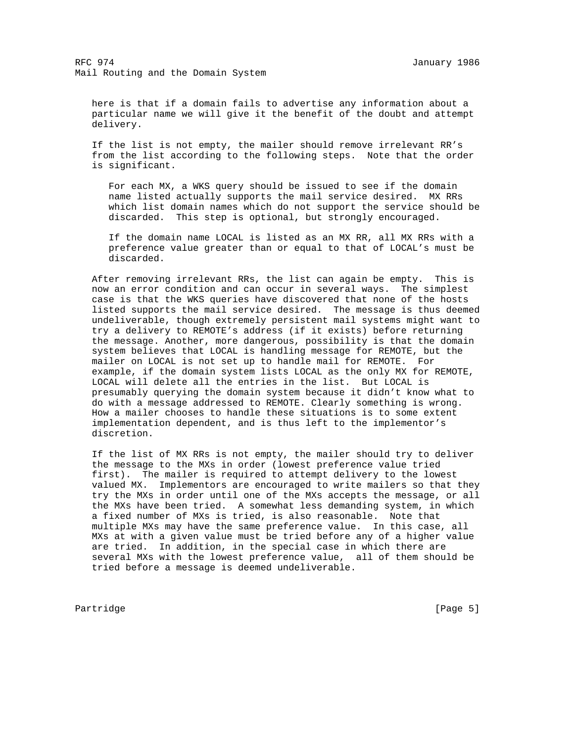here is that if a domain fails to advertise any information about a particular name we will give it the benefit of the doubt and attempt delivery.

If the list is not empty, the mailer should remove irrelevant RR's from the list according to the following steps. Note that the order is significant.

For each MX, a WKS query should be issued to see if the domain name listed actually supports the mail service desired. MX RRs which list domain names which do not support the service should be discarded. This step is optional, but strongly encouraged.

If the domain name LOCAL is listed as an MX RR, all MX RRs with a preference value greater than or equal to that of LOCAL's must be discarded.

After removing irrelevant RRs, the list can again be empty. This is now an error condition and can occur in several ways. The simplest case is that the WKS queries have discovered that none of the hosts listed supports the mail service desired. The message is thus deemed undeliverable, though extremely persistent mail systems might want to try a delivery to REMOTE's address (if it exists) before returning the message. Another, more dangerous, possibility is that the domain system believes that LOCAL is handling message for REMOTE, but the mailer on LOCAL is not set up to handle mail for REMOTE. For example, if the domain system lists LOCAL as the only MX for REMOTE, LOCAL will delete all the entries in the list. But LOCAL is presumably querying the domain system because it didn't know what to do with a message addressed to REMOTE. Clearly something is wrong. How a mailer chooses to handle these situations is to some extent implementation dependent, and is thus left to the implementor's discretion.

If the list of MX RRs is not empty, the mailer should try to deliver the message to the MXs in order (lowest preference value tried first). The mailer is required to attempt delivery to the lowest valued MX. Implementors are encouraged to write mailers so that they try the MXs in order until one of the MXs accepts the message, or all the MXs have been tried. A somewhat less demanding system, in which a fixed number of MXs is tried, is also reasonable. Note that multiple MXs may have the same preference value. In this case, all MXs at with a given value must be tried before any of a higher value are tried. In addition, in the special case in which there are several MXs with the lowest preference value, all of them should be tried before a message is deemed undeliverable.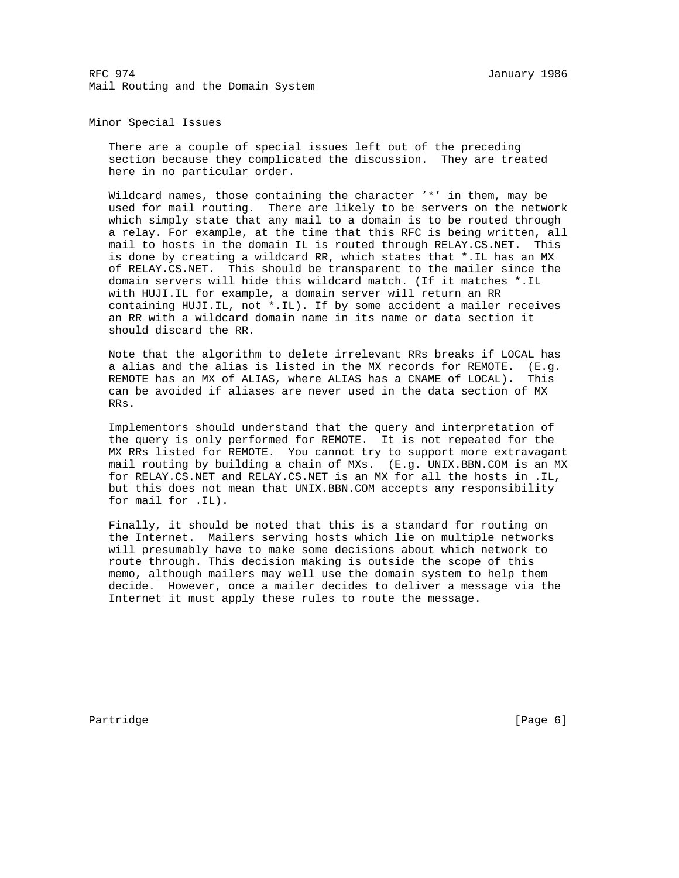## Minor Special Issues

There are a couple of special issues left out of the preceding section because they complicated the discussion. They are treated here in no particular order.

Wildcard names, those containing the character '*' in them, may be used for mail routing. There are likely to be servers on the network which simply state that any mail to a domain is to be routed through a relay. For example, at the time that this RFC is being written, all mail to hosts in the domain IL is routed through RELAY.CS.NET. This is done by creating a wildcard RR, which states that *.IL has an MX of RELAY.CS.NET. This should be transparent to the mailer since the domain servers will hide this wildcard match. (If it matches *.IL with HUJI.IL for example, a domain server will return an RR containing HUJI.IL, not *.IL). If by some accident a mailer receives an RR with a wildcard domain name in its name or data section it should discard the RR.

Note that the algorithm to delete irrelevant RRs breaks if LOCAL has a alias and the alias is listed in the MX records for REMOTE. (E.g. REMOTE has an MX of ALIAS, where ALIAS has a CNAME of LOCAL). This can be avoided if aliases are never used in the data section of MX RRs.

Implementors should understand that the query and interpretation of the query is only performed for REMOTE. It is not repeated for the MX RRs listed for REMOTE. You cannot try to support more extravagant mail routing by building a chain of MXs. (E.g. UNIX.BBN.COM is an MX for RELAY.CS.NET and RELAY.CS.NET is an MX for all the hosts in .IL, but this does not mean that UNIX.BBN.COM accepts any responsibility for mail for .IL).

Finally, it should be noted that this is a standard for routing on the Internet. Mailers serving hosts which lie on multiple networks will presumably have to make some decisions about which network to route through. This decision making is outside the scope of this memo, although mailers may well use the domain system to help them decide. However, once a mailer decides to deliver a message via the Internet it must apply these rules to route the message.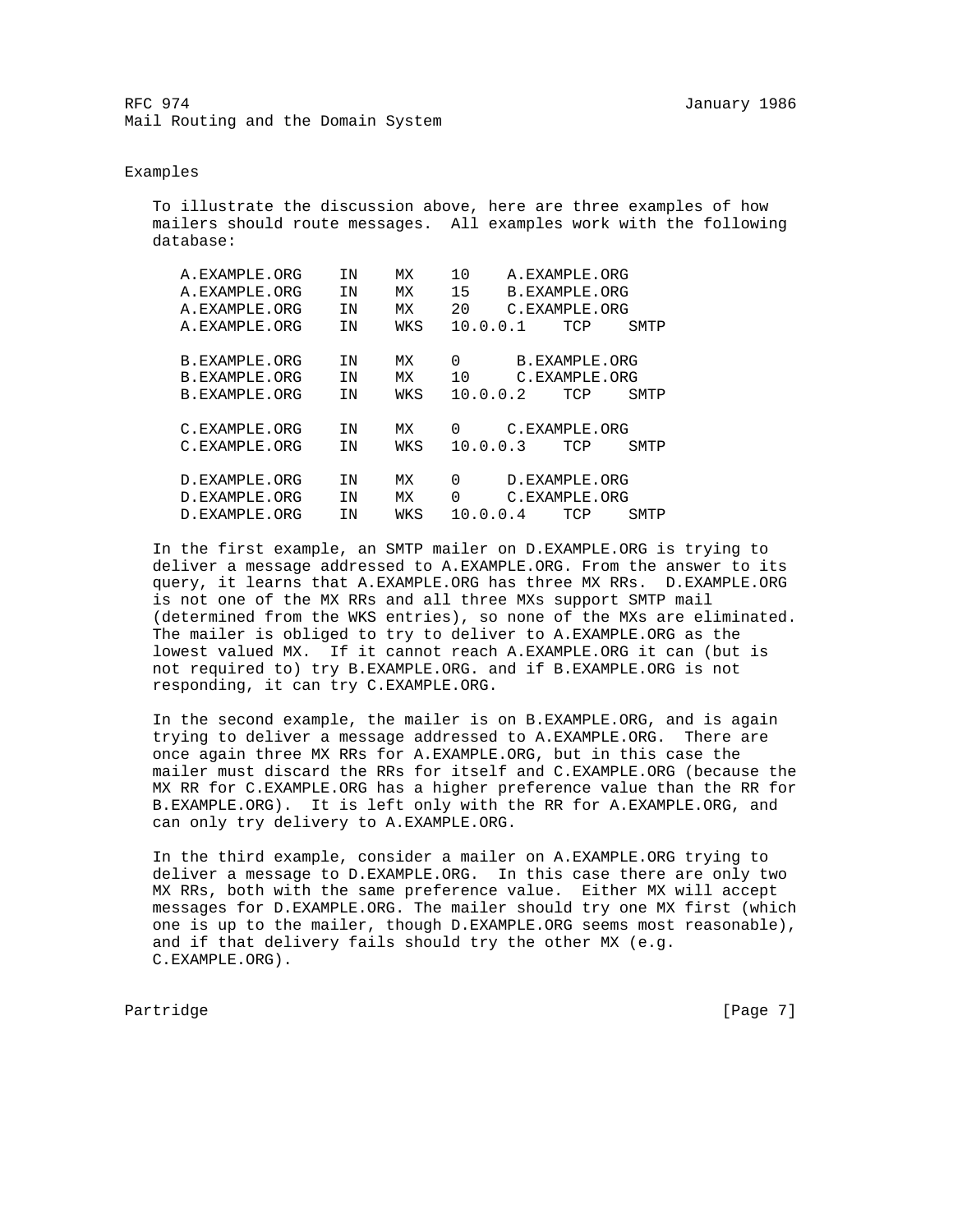## Examples

To illustrate the discussion above, here are three examples of how mailers should route messages. All examples work with the following database:

```
A.EXAMPLE.ORG    IN    MX    10    A.EXAMPLE.ORG
A.EXAMPLE.ORG    IN    MX    15    B.EXAMPLE.ORG
A.EXAMPLE.ORG    IN    MX    20    C.EXAMPLE.ORG
A.EXAMPLE.ORG    IN    WKS   10.0.0.1    TCP    SMTP

B.EXAMPLE.ORG    IN    MX    0      B.EXAMPLE.ORG
B.EXAMPLE.ORG    IN    MX    10     C.EXAMPLE.ORG
B.EXAMPLE.ORG    IN    WKS   10.0.0.2    TCP    SMTP

C.EXAMPLE.ORG    IN    MX    0     C.EXAMPLE.ORG
C.EXAMPLE.ORG    IN    WKS   10.0.0.3    TCP    SMTP

D.EXAMPLE.ORG    IN    MX    0     D.EXAMPLE.ORG
D.EXAMPLE.ORG    IN    MX    0     C.EXAMPLE.ORG
D.EXAMPLE.ORG    IN    WKS   10.0.0.4    TCP    SMTP
```

In the first example, an SMTP mailer on D.EXAMPLE.ORG is trying to deliver a message addressed to A.EXAMPLE.ORG. From the answer to its query, it learns that A.EXAMPLE.ORG has three MX RRs. D.EXAMPLE.ORG is not one of the MX RRs and all three MXs support SMTP mail (determined from the WKS entries), so none of the MXs are eliminated. The mailer is obliged to try to deliver to A.EXAMPLE.ORG as the lowest valued MX. If it cannot reach A.EXAMPLE.ORG it can (but is not required to) try B.EXAMPLE.ORG. and if B.EXAMPLE.ORG is not responding, it can try C.EXAMPLE.ORG.

In the second example, the mailer is on B.EXAMPLE.ORG, and is again trying to deliver a message addressed to A.EXAMPLE.ORG. There are once again three MX RRs for A.EXAMPLE.ORG, but in this case the mailer must discard the RRs for itself and C.EXAMPLE.ORG (because the MX RR for C.EXAMPLE.ORG has a higher preference value than the RR for B.EXAMPLE.ORG). It is left only with the RR for A.EXAMPLE.ORG, and can only try delivery to A.EXAMPLE.ORG.

In the third example, consider a mailer on A.EXAMPLE.ORG trying to deliver a message to D.EXAMPLE.ORG. In this case there are only two MX RRs, both with the same preference value. Either MX will accept messages for D.EXAMPLE.ORG. The mailer should try one MX first (which one is up to the mailer, though D.EXAMPLE.ORG seems most reasonable), and if that delivery fails should try the other MX (e.g. C.EXAMPLE.ORG).